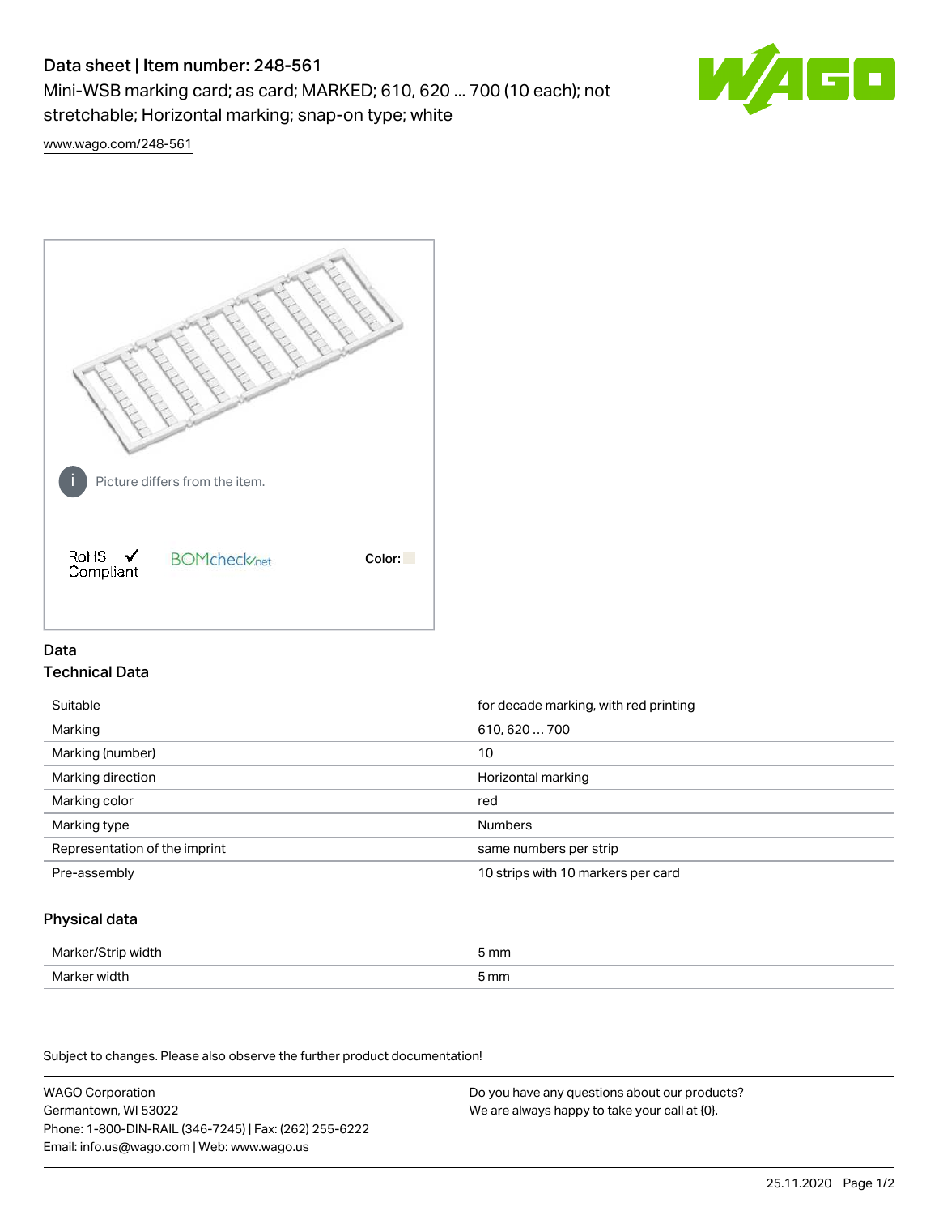# Data sheet | Item number: 248-561

Mini-WSB marking card; as card; MARKED; 610, 620 ... 700 (10 each); not stretchable; Horizontal marking; snap-on type; white

www.wago.com/248-561

Picture differs from the item.

RoHS ✓ Compliant

BOMcheck.net

Color:

## Data

### Technical Data

| | |
|---|---|
| Suitable | for decade marking, with red printing |
| Marking | 610, 620 … 700 |
| Marking (number) | 10 |
| Marking direction | Horizontal marking |
| Marking color | red |
| Marking type | Numbers |
| Representation of the imprint | same numbers per strip |
| Pre-assembly | 10 strips with 10 markers per card |

### Physical data

| | |
|---|---|
| Marker/Strip width | 5 mm |
| Marker width | 5 mm |

Subject to changes. Please also observe the further product documentation!

WAGO Corporation
Germantown, WI 53022
Phone: 1-800-DIN-RAIL (346-7245) | Fax: (262) 255-6222
Email: info.us@wago.com | Web: www.wago.us

Do you have any questions about our products?
We are always happy to take your call at {0}.

25.11.2020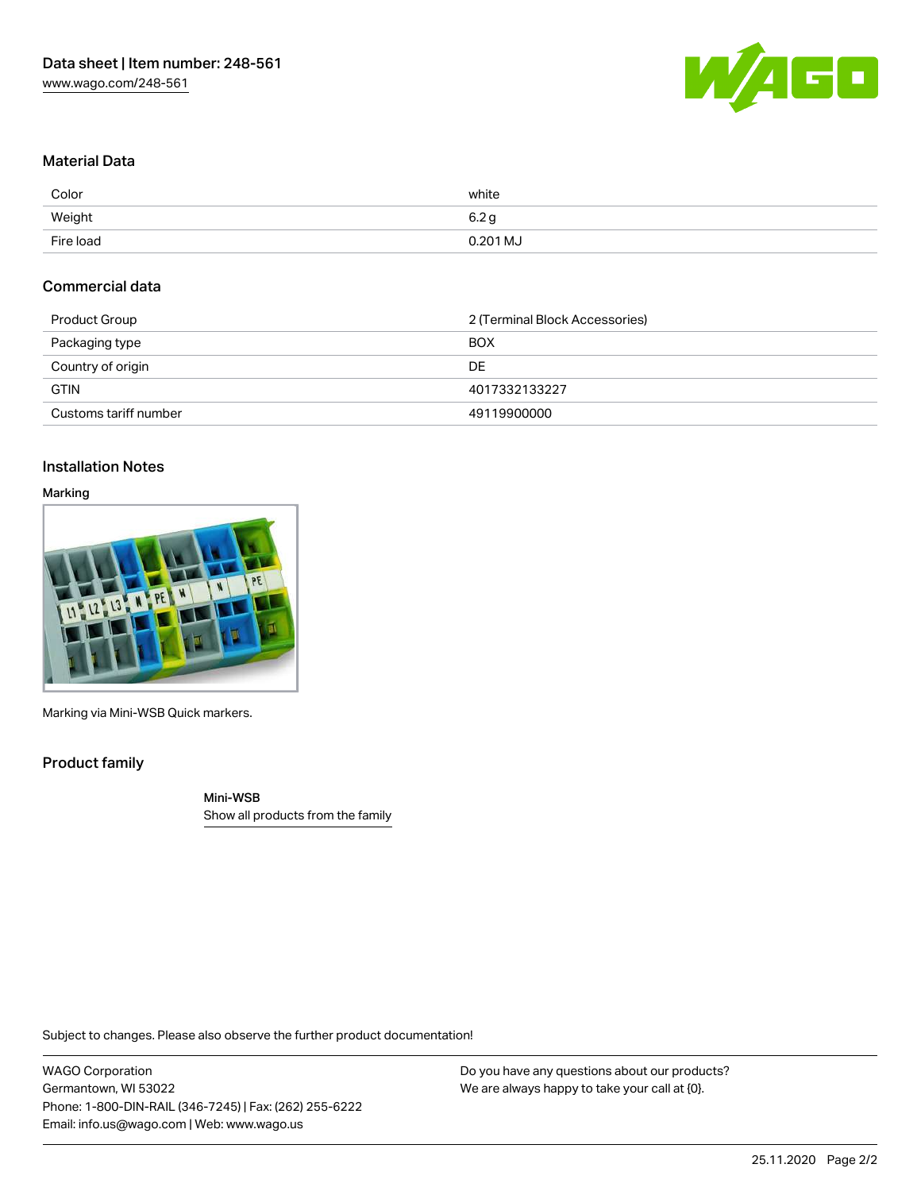## Material Data

| | |
|---|---|
| Color | white |
| Weight | 6.2 g |
| Fire load | 0.201 MJ |

## Commercial data

| | |
|---|---|
| Product Group | 2 (Terminal Block Accessories) |
| Packaging type | BOX |
| Country of origin | DE |
| GTIN | 4017332133227 |
| Customs tariff number | 49119900000 |

## Installation Notes

### Marking

Marking via Mini-WSB Quick markers.

## Product family

Mini-WSB
Show all products from the family

Subject to changes. Please also observe the further product documentation!

WAGO Corporation
Germantown, WI 53022
Phone: 1-800-DIN-RAIL (346-7245) | Fax: (262) 255-6222
Email: info.us@wago.com | Web: www.wago.us

Do you have any questions about our products?
We are always happy to take your call at {0}.